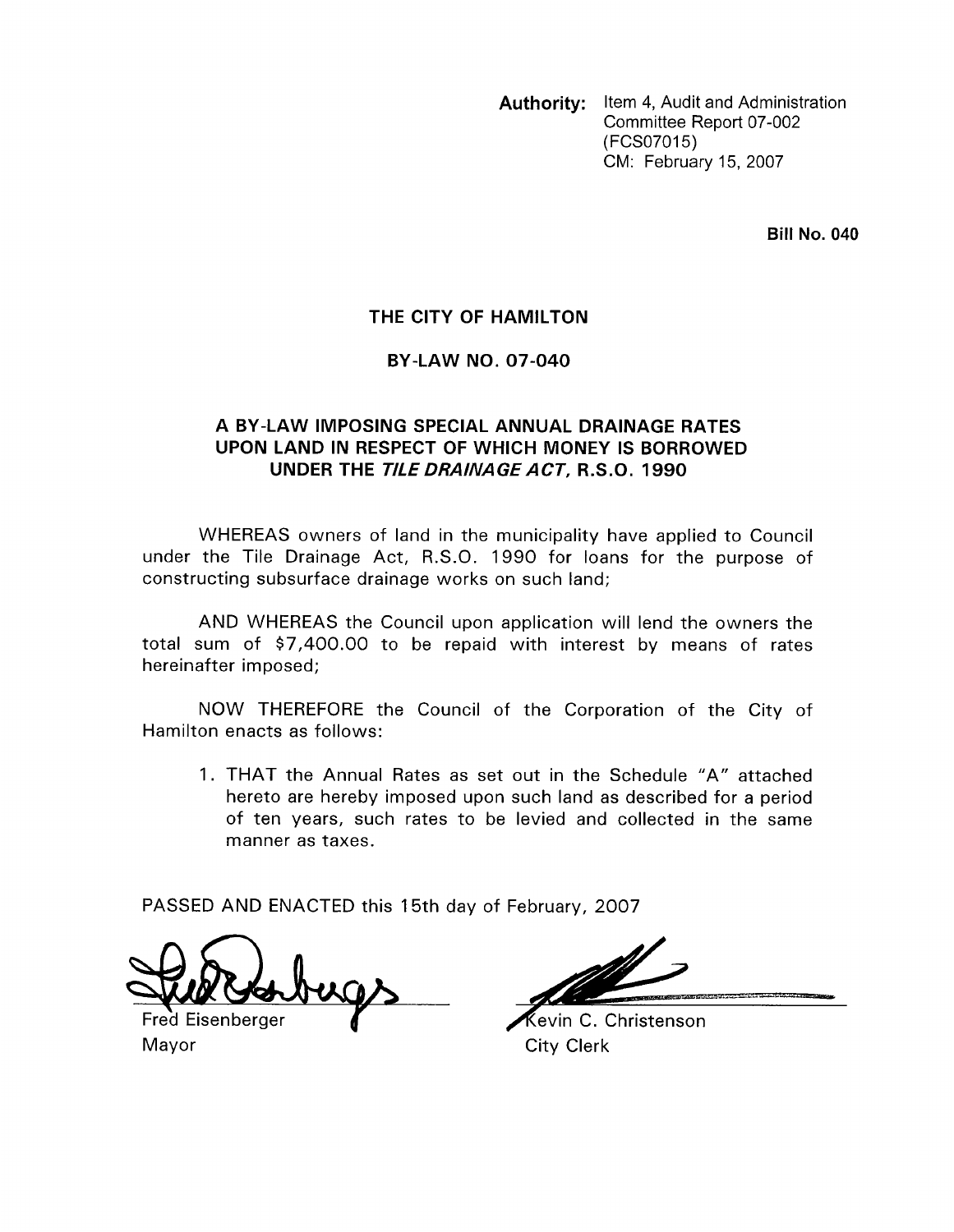**Authority:** Item 4, Audit and Administration Committee Report 07-002 (FCS07015)
CM: February 15, 2007

**Bill No. 040**

## THE CITY OF HAMILTON

## BY-LAW NO. 07-040

## A BY-LAW IMPOSING SPECIAL ANNUAL DRAINAGE RATES UPON LAND IN RESPECT OF WHICH MONEY IS BORROWED UNDER THE *TILE DRAINAGE ACT*, R.S.O. 1990

WHEREAS owners of land in the municipality have applied to Council under the Tile Drainage Act, R.S.O. 1990 for loans for the purpose of constructing subsurface drainage works on such land;

AND WHEREAS the Council upon application will lend the owners the total sum of $7,400.00 to be repaid with interest by means of rates hereinafter imposed;

NOW THEREFORE the Council of the Corporation of the City of Hamilton enacts as follows:

1. THAT the Annual Rates as set out in the Schedule "A" attached hereto are hereby imposed upon such land as described for a period of ten years, such rates to be levied and collected in the same manner as taxes.

PASSED AND ENACTED this 15th day of February, 2007

Fred Eisenberger
Mayor

Kevin C. Christenson
City Clerk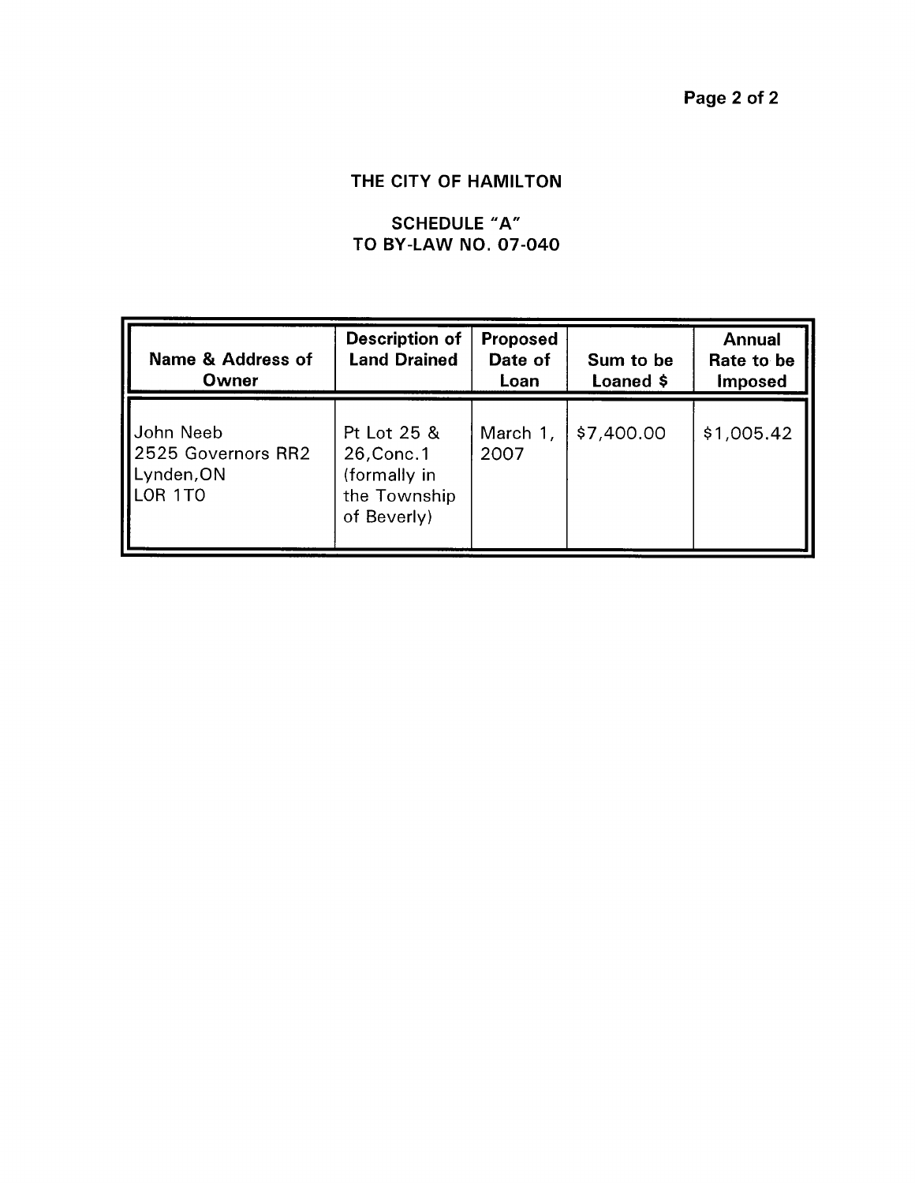# THE CITY OF HAMILTON

## SCHEDULE "A"
## TO BY-LAW NO. 07-040

| Name & Address of Owner | Description of Land Drained | Proposed Date of Loan | Sum to be Loaned $ | Annual Rate to be Imposed |
|---|---|---|---|---|
| John Neeb<br>2525 Governors RR2<br>Lynden,ON<br>L0R 1T0 | Pt Lot 25 & 26,Conc.1 (formally in the Township of Beverly) | March 1, 2007 | $7,400.00 | $1,005.42 |